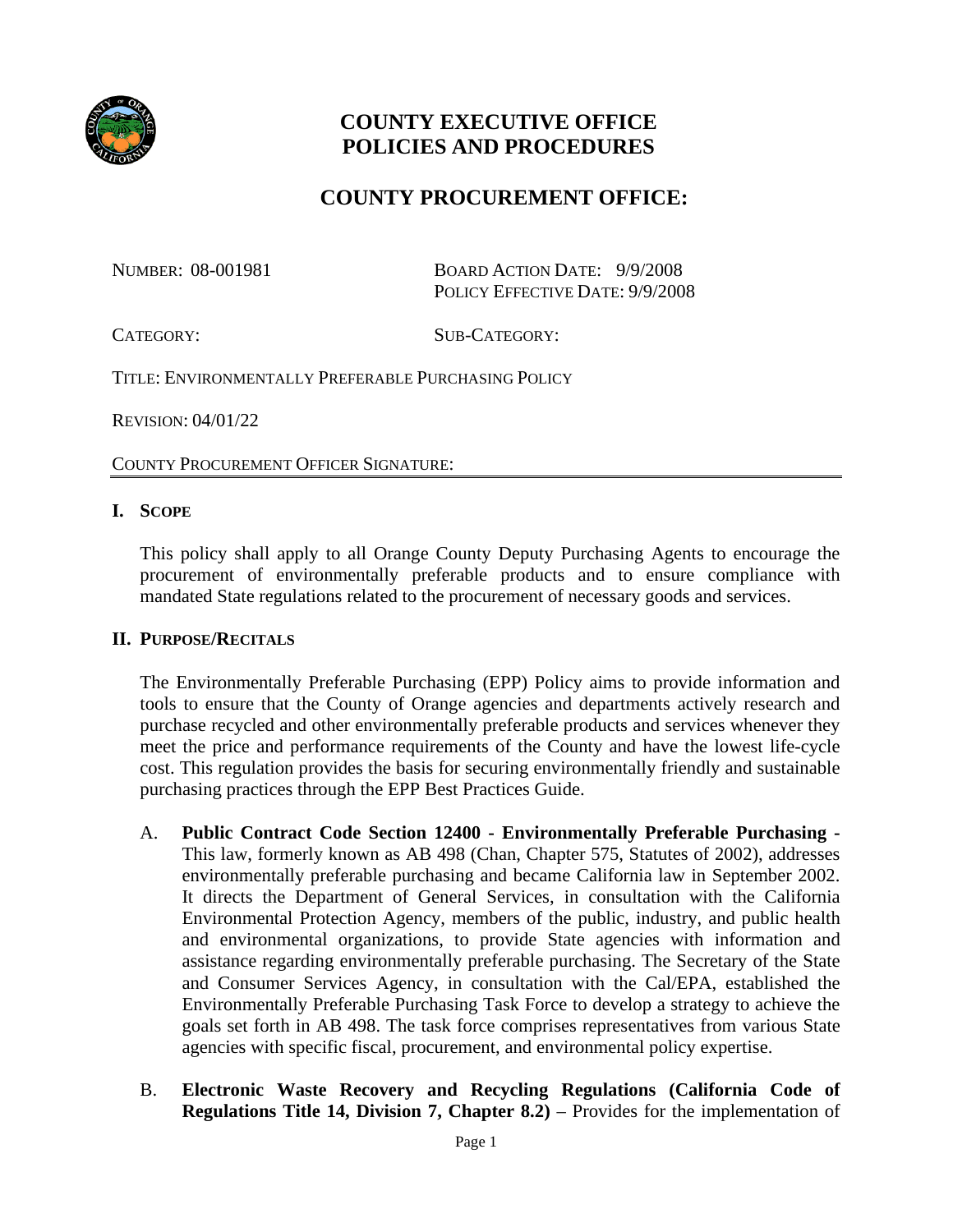# COUNTY EXECUTIVE OFFICE POLICIES AND PROCEDURES

## COUNTY PROCUREMENT OFFICE:

NUMBER: 08-001981

BOARD ACTION DATE: 9/9/2008
POLICY EFFECTIVE DATE: 9/9/2008

CATEGORY:

SUB-CATEGORY:

TITLE: ENVIRONMENTALLY PREFERABLE PURCHASING POLICY

REVISION: 04/01/22

COUNTY PROCUREMENT OFFICER SIGNATURE:

---

### I. SCOPE

This policy shall apply to all Orange County Deputy Purchasing Agents to encourage the procurement of environmentally preferable products and to ensure compliance with mandated State regulations related to the procurement of necessary goods and services.

### II. PURPOSE/RECITALS

The Environmentally Preferable Purchasing (EPP) Policy aims to provide information and tools to ensure that the County of Orange agencies and departments actively research and purchase recycled and other environmentally preferable products and services whenever they meet the price and performance requirements of the County and have the lowest life-cycle cost. This regulation provides the basis for securing environmentally friendly and sustainable purchasing practices through the EPP Best Practices Guide.

A. **Public Contract Code Section 12400 - Environmentally Preferable Purchasing -** This law, formerly known as AB 498 (Chan, Chapter 575, Statutes of 2002), addresses environmentally preferable purchasing and became California law in September 2002. It directs the Department of General Services, in consultation with the California Environmental Protection Agency, members of the public, industry, and public health and environmental organizations, to provide State agencies with information and assistance regarding environmentally preferable purchasing. The Secretary of the State and Consumer Services Agency, in consultation with the Cal/EPA, established the Environmentally Preferable Purchasing Task Force to develop a strategy to achieve the goals set forth in AB 498. The task force comprises representatives from various State agencies with specific fiscal, procurement, and environmental policy expertise.

B. **Electronic Waste Recovery and Recycling Regulations (California Code of Regulations Title 14, Division 7, Chapter 8.2)** – Provides for the implementation of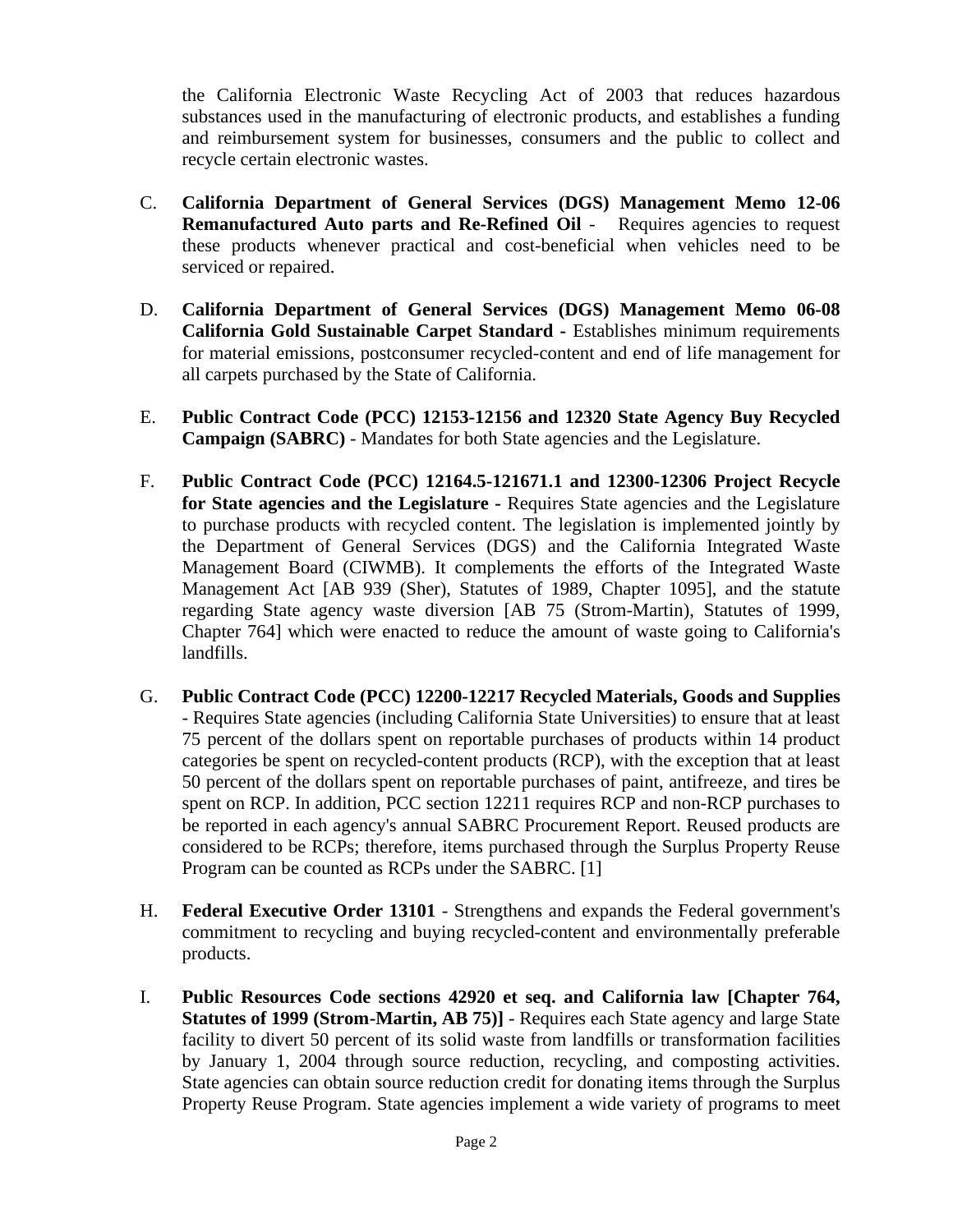the California Electronic Waste Recycling Act of 2003 that reduces hazardous substances used in the manufacturing of electronic products, and establishes a funding and reimbursement system for businesses, consumers and the public to collect and recycle certain electronic wastes.

C. **California Department of General Services (DGS) Management Memo 12-06 Remanufactured Auto parts and Re-Refined Oil** - Requires agencies to request these products whenever practical and cost-beneficial when vehicles need to be serviced or repaired.

D. **California Department of General Services (DGS) Management Memo 06-08 California Gold Sustainable Carpet Standard** - Establishes minimum requirements for material emissions, postconsumer recycled-content and end of life management for all carpets purchased by the State of California.

E. **Public Contract Code (PCC) 12153-12156 and 12320 State Agency Buy Recycled Campaign (SABRC)** - Mandates for both State agencies and the Legislature.

F. **Public Contract Code (PCC) 12164.5-121671.1 and 12300-12306 Project Recycle for State agencies and the Legislature** - Requires State agencies and the Legislature to purchase products with recycled content. The legislation is implemented jointly by the Department of General Services (DGS) and the California Integrated Waste Management Board (CIWMB). It complements the efforts of the Integrated Waste Management Act [AB 939 (Sher), Statutes of 1989, Chapter 1095], and the statute regarding State agency waste diversion [AB 75 (Strom-Martin), Statutes of 1999, Chapter 764] which were enacted to reduce the amount of waste going to California's landfills.

G. **Public Contract Code (PCC) 12200-12217 Recycled Materials, Goods and Supplies** - Requires State agencies (including California State Universities) to ensure that at least 75 percent of the dollars spent on reportable purchases of products within 14 product categories be spent on recycled-content products (RCP), with the exception that at least 50 percent of the dollars spent on reportable purchases of paint, antifreeze, and tires be spent on RCP. In addition, PCC section 12211 requires RCP and non-RCP purchases to be reported in each agency's annual SABRC Procurement Report. Reused products are considered to be RCPs; therefore, items purchased through the Surplus Property Reuse Program can be counted as RCPs under the SABRC. [1]

H. **Federal Executive Order 13101** - Strengthens and expands the Federal government's commitment to recycling and buying recycled-content and environmentally preferable products.

I. **Public Resources Code sections 42920 et seq. and California law [Chapter 764, Statutes of 1999 (Strom-Martin, AB 75)]** - Requires each State agency and large State facility to divert 50 percent of its solid waste from landfills or transformation facilities by January 1, 2004 through source reduction, recycling, and composting activities. State agencies can obtain source reduction credit for donating items through the Surplus Property Reuse Program. State agencies implement a wide variety of programs to meet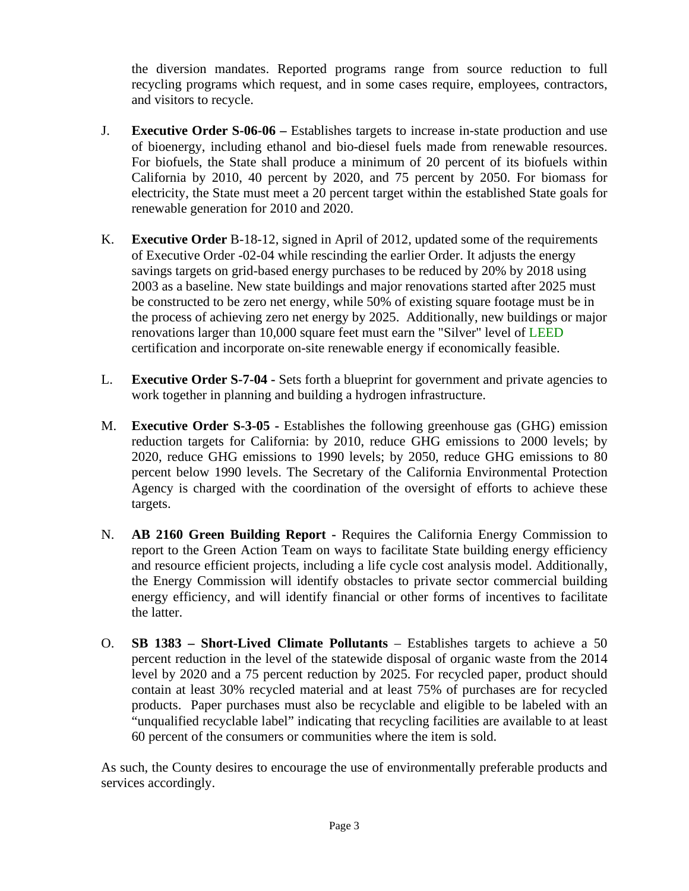the diversion mandates. Reported programs range from source reduction to full recycling programs which request, and in some cases require, employees, contractors, and visitors to recycle.

J. **Executive Order S-06-06 –** Establishes targets to increase in-state production and use of bioenergy, including ethanol and bio-diesel fuels made from renewable resources. For biofuels, the State shall produce a minimum of 20 percent of its biofuels within California by 2010, 40 percent by 2020, and 75 percent by 2050. For biomass for electricity, the State must meet a 20 percent target within the established State goals for renewable generation for 2010 and 2020.

K. **Executive Order** B-18-12, signed in April of 2012, updated some of the requirements of Executive Order -02-04 while rescinding the earlier Order. It adjusts the energy savings targets on grid-based energy purchases to be reduced by 20% by 2018 using 2003 as a baseline. New state buildings and major renovations started after 2025 must be constructed to be zero net energy, while 50% of existing square footage must be in the process of achieving zero net energy by 2025. Additionally, new buildings or major renovations larger than 10,000 square feet must earn the "Silver" level of LEED certification and incorporate on-site renewable energy if economically feasible.

L. **Executive Order S-7-04 -** Sets forth a blueprint for government and private agencies to work together in planning and building a hydrogen infrastructure.

M. **Executive Order S-3-05 -** Establishes the following greenhouse gas (GHG) emission reduction targets for California: by 2010, reduce GHG emissions to 2000 levels; by 2020, reduce GHG emissions to 1990 levels; by 2050, reduce GHG emissions to 80 percent below 1990 levels. The Secretary of the California Environmental Protection Agency is charged with the coordination of the oversight of efforts to achieve these targets.

N. **AB 2160 Green Building Report -** Requires the California Energy Commission to report to the Green Action Team on ways to facilitate State building energy efficiency and resource efficient projects, including a life cycle cost analysis model. Additionally, the Energy Commission will identify obstacles to private sector commercial building energy efficiency, and will identify financial or other forms of incentives to facilitate the latter.

O. **SB 1383 – Short-Lived Climate Pollutants** – Establishes targets to achieve a 50 percent reduction in the level of the statewide disposal of organic waste from the 2014 level by 2020 and a 75 percent reduction by 2025. For recycled paper, product should contain at least 30% recycled material and at least 75% of purchases are for recycled products. Paper purchases must also be recyclable and eligible to be labeled with an "unqualified recyclable label" indicating that recycling facilities are available to at least 60 percent of the consumers or communities where the item is sold.

As such, the County desires to encourage the use of environmentally preferable products and services accordingly.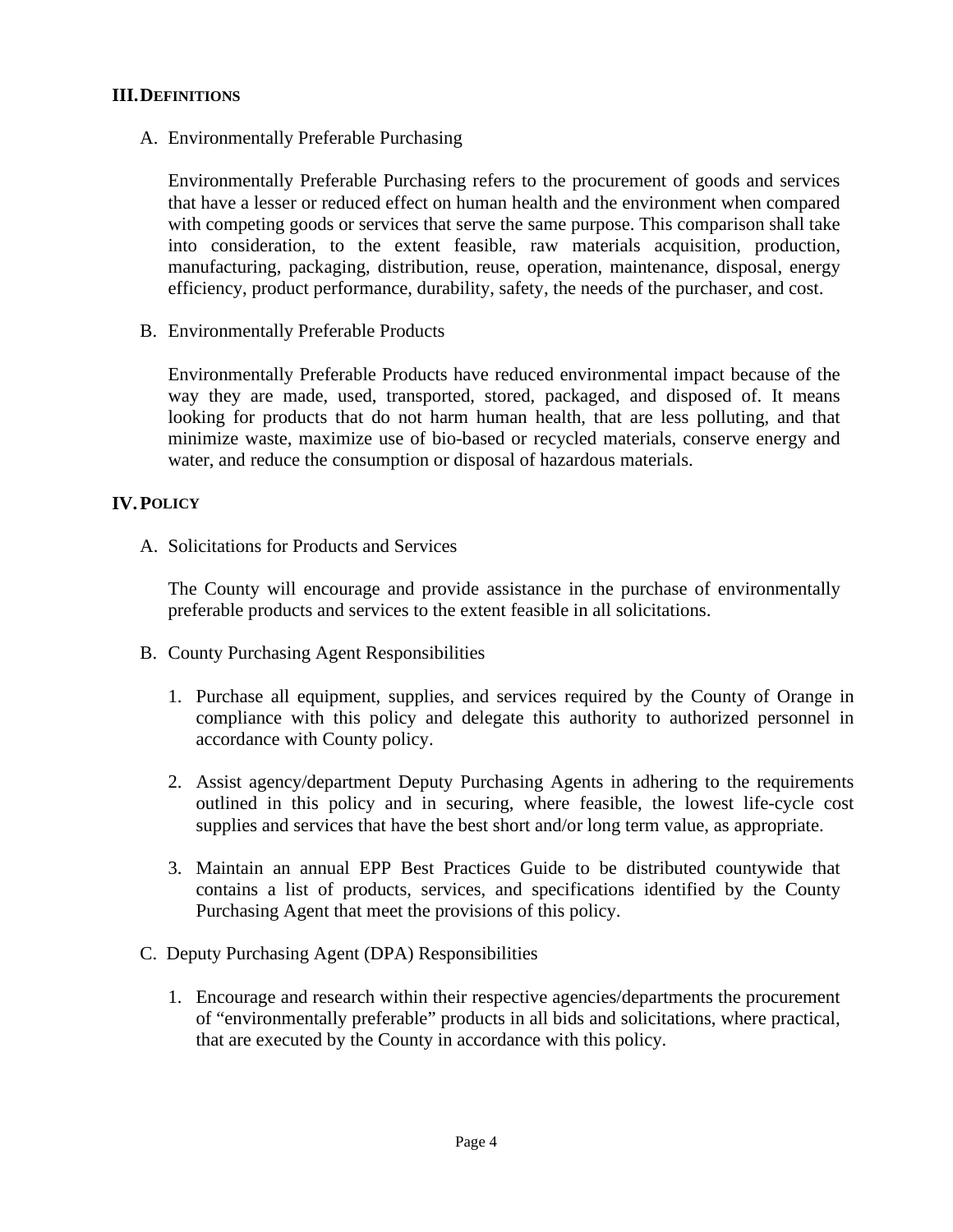## III. DEFINITIONS

A. Environmentally Preferable Purchasing

Environmentally Preferable Purchasing refers to the procurement of goods and services that have a lesser or reduced effect on human health and the environment when compared with competing goods or services that serve the same purpose. This comparison shall take into consideration, to the extent feasible, raw materials acquisition, production, manufacturing, packaging, distribution, reuse, operation, maintenance, disposal, energy efficiency, product performance, durability, safety, the needs of the purchaser, and cost.

B. Environmentally Preferable Products

Environmentally Preferable Products have reduced environmental impact because of the way they are made, used, transported, stored, packaged, and disposed of. It means looking for products that do not harm human health, that are less polluting, and that minimize waste, maximize use of bio-based or recycled materials, conserve energy and water, and reduce the consumption or disposal of hazardous materials.

## IV. POLICY

A. Solicitations for Products and Services

The County will encourage and provide assistance in the purchase of environmentally preferable products and services to the extent feasible in all solicitations.

B. County Purchasing Agent Responsibilities

1. Purchase all equipment, supplies, and services required by the County of Orange in compliance with this policy and delegate this authority to authorized personnel in accordance with County policy.

2. Assist agency/department Deputy Purchasing Agents in adhering to the requirements outlined in this policy and in securing, where feasible, the lowest life-cycle cost supplies and services that have the best short and/or long term value, as appropriate.

3. Maintain an annual EPP Best Practices Guide to be distributed countywide that contains a list of products, services, and specifications identified by the County Purchasing Agent that meet the provisions of this policy.

C. Deputy Purchasing Agent (DPA) Responsibilities

1. Encourage and research within their respective agencies/departments the procurement of "environmentally preferable" products in all bids and solicitations, where practical, that are executed by the County in accordance with this policy.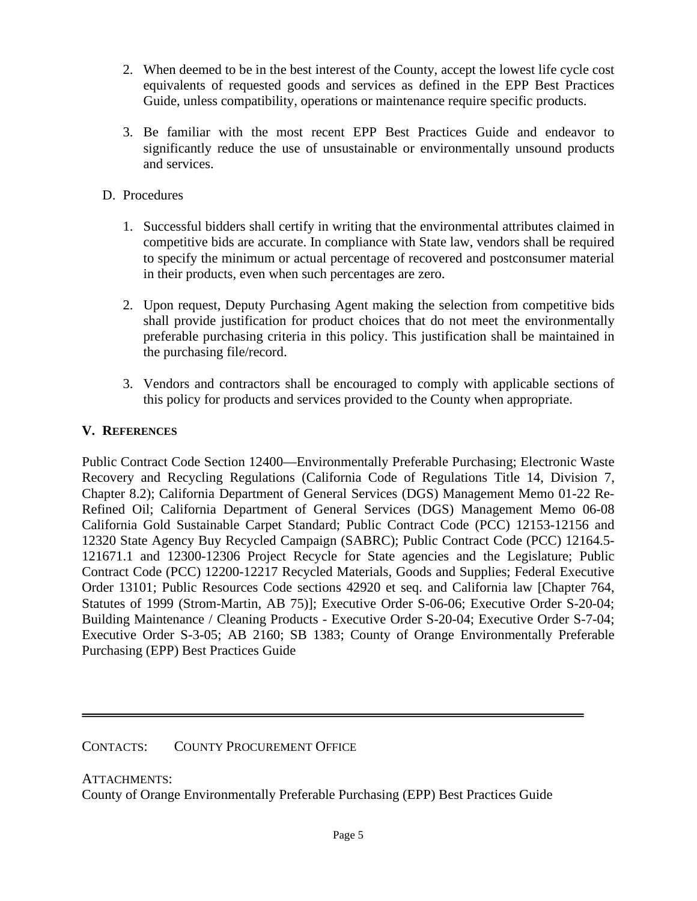2. When deemed to be in the best interest of the County, accept the lowest life cycle cost equivalents of requested goods and services as defined in the EPP Best Practices Guide, unless compatibility, operations or maintenance require specific products.

3. Be familiar with the most recent EPP Best Practices Guide and endeavor to significantly reduce the use of unsustainable or environmentally unsound products and services.

D. Procedures

1. Successful bidders shall certify in writing that the environmental attributes claimed in competitive bids are accurate. In compliance with State law, vendors shall be required to specify the minimum or actual percentage of recovered and postconsumer material in their products, even when such percentages are zero.

2. Upon request, Deputy Purchasing Agent making the selection from competitive bids shall provide justification for product choices that do not meet the environmentally preferable purchasing criteria in this policy. This justification shall be maintained in the purchasing file/record.

3. Vendors and contractors shall be encouraged to comply with applicable sections of this policy for products and services provided to the County when appropriate.

## V. REFERENCES

Public Contract Code Section 12400—Environmentally Preferable Purchasing; Electronic Waste Recovery and Recycling Regulations (California Code of Regulations Title 14, Division 7, Chapter 8.2); California Department of General Services (DGS) Management Memo 01-22 Re-Refined Oil; California Department of General Services (DGS) Management Memo 06-08 California Gold Sustainable Carpet Standard; Public Contract Code (PCC) 12153-12156 and 12320 State Agency Buy Recycled Campaign (SABRC); Public Contract Code (PCC) 12164.5-121671.1 and 12300-12306 Project Recycle for State agencies and the Legislature; Public Contract Code (PCC) 12200-12217 Recycled Materials, Goods and Supplies; Federal Executive Order 13101; Public Resources Code sections 42920 et seq. and California law [Chapter 764, Statutes of 1999 (Strom-Martin, AB 75)]; Executive Order S-06-06; Executive Order S-20-04; Building Maintenance / Cleaning Products - Executive Order S-20-04; Executive Order S-7-04; Executive Order S-3-05; AB 2160; SB 1383; County of Orange Environmentally Preferable Purchasing (EPP) Best Practices Guide

---

CONTACTS: COUNTY PROCUREMENT OFFICE

ATTACHMENTS:
County of Orange Environmentally Preferable Purchasing (EPP) Best Practices Guide